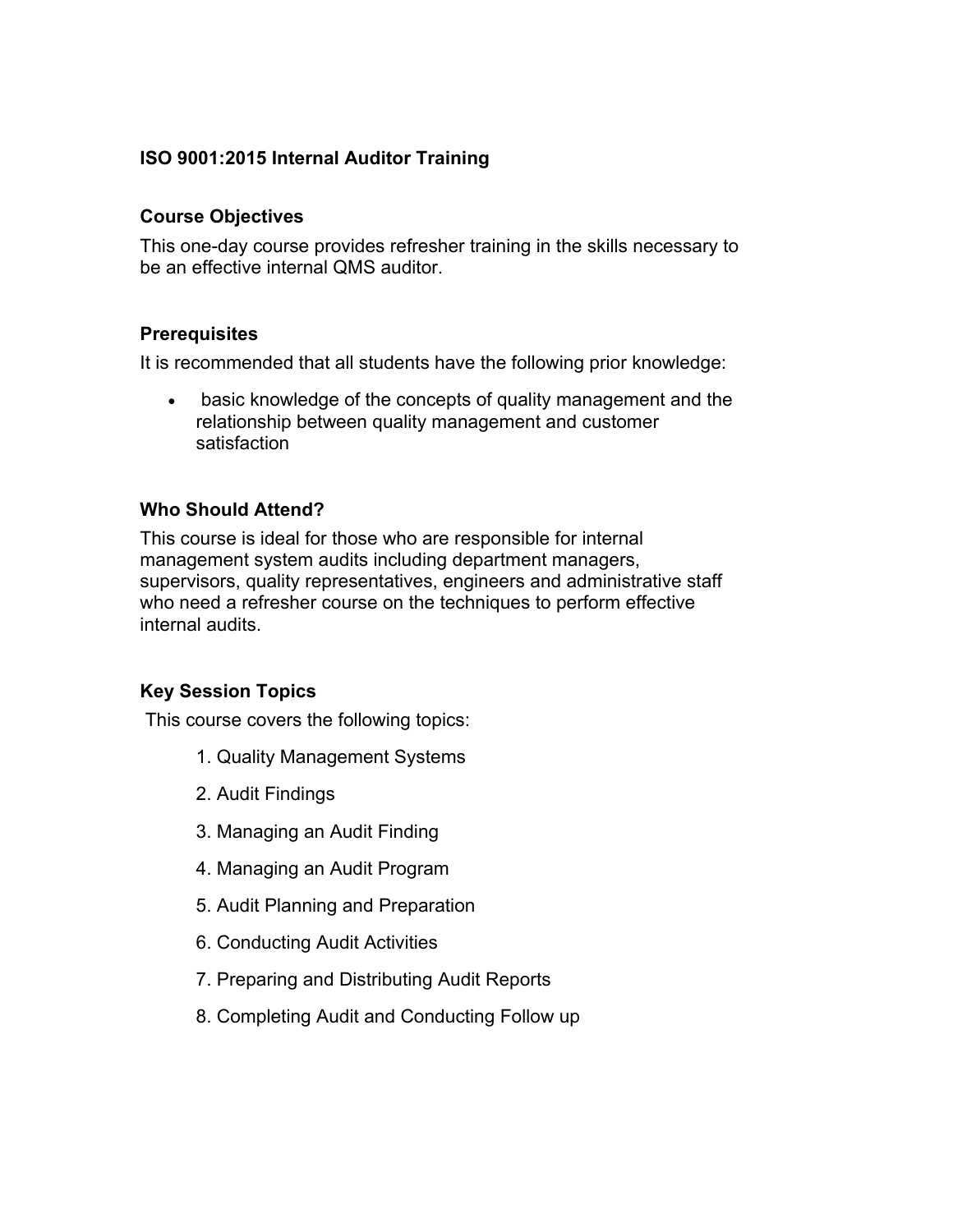# ISO 9001:2015 Internal Auditor Training

## Course Objectives

This one-day course provides refresher training in the skills necessary to be an effective internal QMS auditor.

## Prerequisites

It is recommended that all students have the following prior knowledge:

- basic knowledge of the concepts of quality management and the relationship between quality management and customer satisfaction

## Who Should Attend?

This course is ideal for those who are responsible for internal management system audits including department managers, supervisors, quality representatives, engineers and administrative staff who need a refresher course on the techniques to perform effective internal audits.

## Key Session Topics

This course covers the following topics:

1. Quality Management Systems
2. Audit Findings
3. Managing an Audit Finding
4. Managing an Audit Program
5. Audit Planning and Preparation
6. Conducting Audit Activities
7. Preparing and Distributing Audit Reports
8. Completing Audit and Conducting Follow up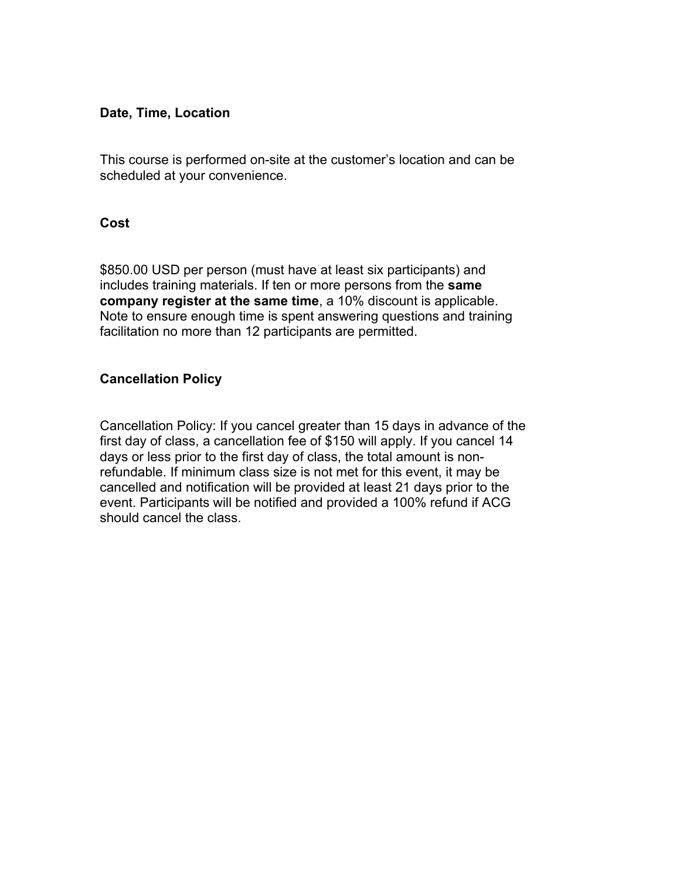**Date, Time, Location**

This course is performed on-site at the customer's location and can be scheduled at your convenience.

**Cost**

$850.00 USD per person (must have at least six participants) and includes training materials. If ten or more persons from the **same company register at the same time**, a 10% discount is applicable. Note to ensure enough time is spent answering questions and training facilitation no more than 12 participants are permitted.

**Cancellation Policy**

Cancellation Policy: If you cancel greater than 15 days in advance of the first day of class, a cancellation fee of $150 will apply. If you cancel 14 days or less prior to the first day of class, the total amount is non-refundable. If minimum class size is not met for this event, it may be cancelled and notification will be provided at least 21 days prior to the event. Participants will be notified and provided a 100% refund if ACG should cancel the class.